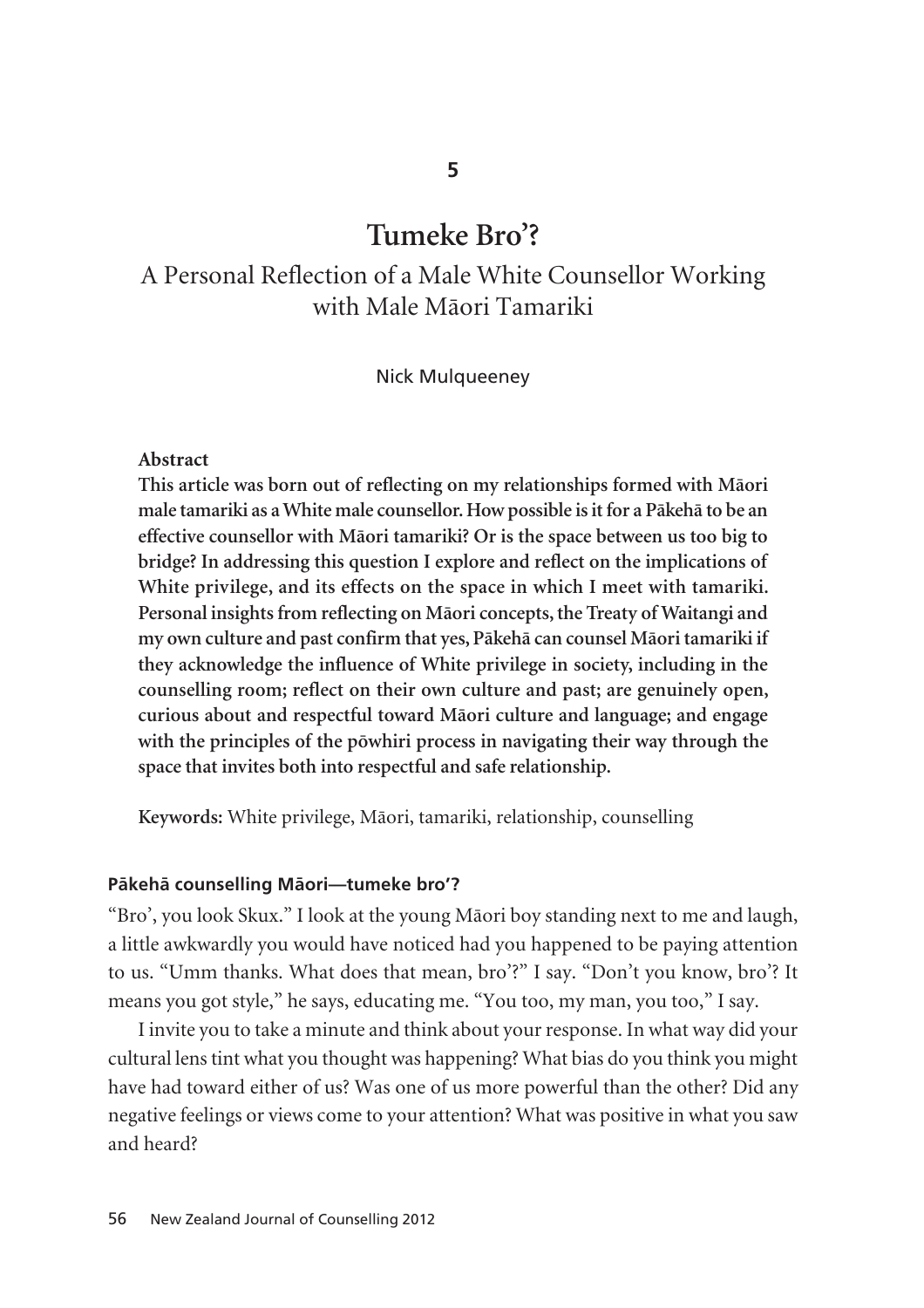5

# Tumeke Bro'?

## A Personal Reflection of a Male White Counsellor Working with Male Māori Tamariki

Nick Mulqueeney

**Abstract**

**This article was born out of reflecting on my relationships formed with Māori male tamariki as a White male counsellor. How possible is it for a Pākehā to be an effective counsellor with Māori tamariki? Or is the space between us too big to bridge? In addressing this question I explore and reflect on the implications of White privilege, and its effects on the space in which I meet with tamariki. Personal insights from reflecting on Māori concepts, the Treaty of Waitangi and my own culture and past confirm that yes, Pākehā can counsel Māori tamariki if they acknowledge the influence of White privilege in society, including in the counselling room; reflect on their own culture and past; are genuinely open, curious about and respectful toward Māori culture and language; and engage with the principles of the pōwhiri process in navigating their way through the space that invites both into respectful and safe relationship.**

**Keywords:** White privilege, Māori, tamariki, relationship, counselling

### Pākehā counselling Māori—tumeke bro'?

"Bro', you look Skux." I look at the young Māori boy standing next to me and laugh, a little awkwardly you would have noticed had you happened to be paying attention to us. "Umm thanks. What does that mean, bro'?" I say. "Don't you know, bro'? It means you got style," he says, educating me. "You too, my man, you too," I say.

I invite you to take a minute and think about your response. In what way did your cultural lens tint what you thought was happening? What bias do you think you might have had toward either of us? Was one of us more powerful than the other? Did any negative feelings or views come to your attention? What was positive in what you saw and heard?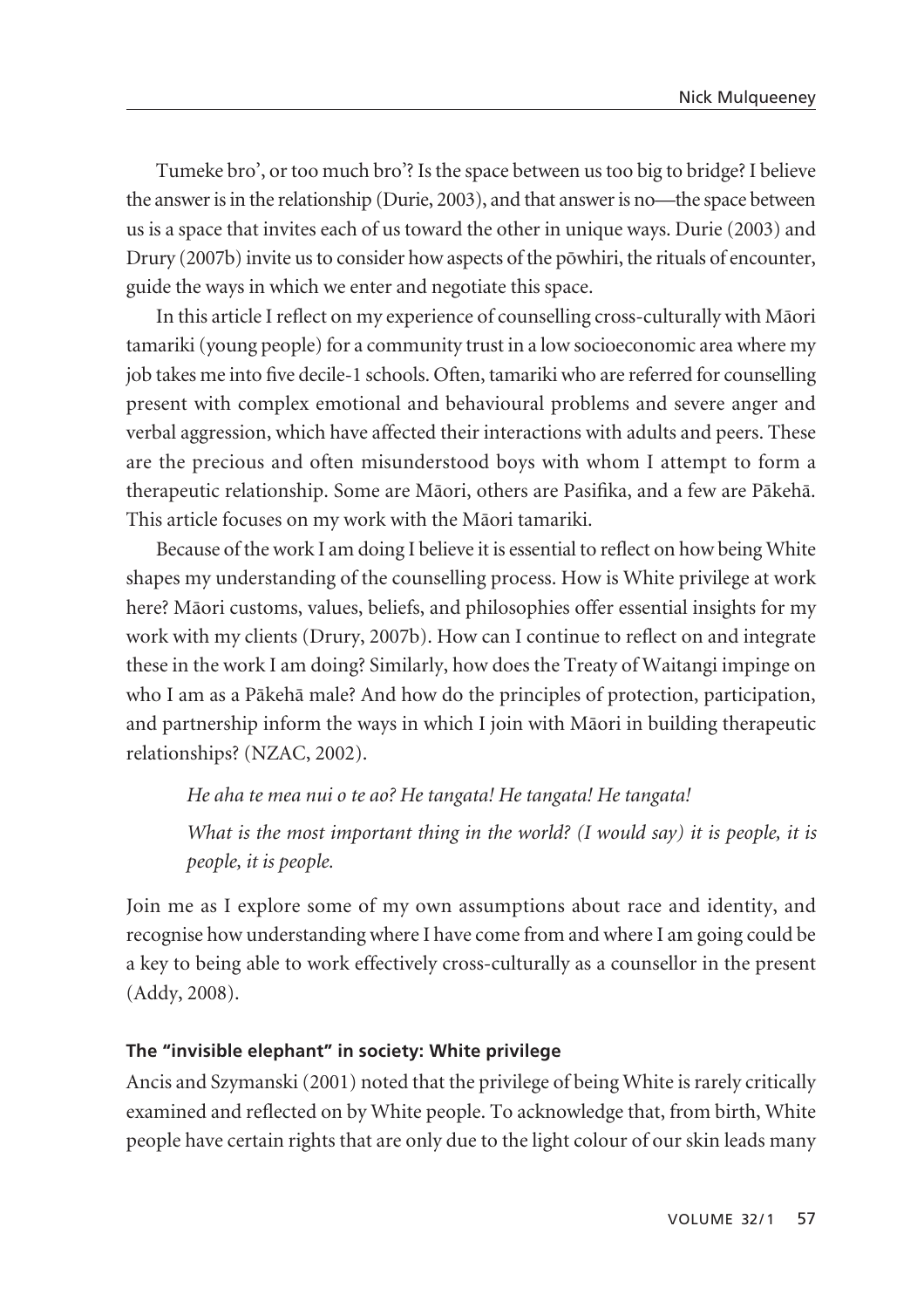Tumeke bro', or too much bro'? Is the space between us too big to bridge? I believe the answer is in the relationship (Durie, 2003), and that answer is no—the space between us is a space that invites each of us toward the other in unique ways. Durie (2003) and Drury (2007b) invite us to consider how aspects of the pōwhiri, the rituals of encounter, guide the ways in which we enter and negotiate this space.

In this article I reflect on my experience of counselling cross-culturally with Māori tamariki (young people) for a community trust in a low socioeconomic area where my job takes me into five decile-1 schools. Often, tamariki who are referred for counselling present with complex emotional and behavioural problems and severe anger and verbal aggression, which have affected their interactions with adults and peers. These are the precious and often misunderstood boys with whom I attempt to form a therapeutic relationship. Some are Māori, others are Pasifika, and a few are Pākehā. This article focuses on my work with the Māori tamariki.

Because of the work I am doing I believe it is essential to reflect on how being White shapes my understanding of the counselling process. How is White privilege at work here? Māori customs, values, beliefs, and philosophies offer essential insights for my work with my clients (Drury, 2007b). How can I continue to reflect on and integrate these in the work I am doing? Similarly, how does the Treaty of Waitangi impinge on who I am as a Pākehā male? And how do the principles of protection, participation, and partnership inform the ways in which I join with Māori in building therapeutic relationships? (NZAC, 2002).

> *He aha te mea nui o te ao? He tangata! He tangata! He tangata!*
>
> *What is the most important thing in the world? (I would say) it is people, it is people, it is people.*

Join me as I explore some of my own assumptions about race and identity, and recognise how understanding where I have come from and where I am going could be a key to being able to work effectively cross-culturally as a counsellor in the present (Addy, 2008).

#### The "invisible elephant" in society: White privilege

Ancis and Szymanski (2001) noted that the privilege of being White is rarely critically examined and reflected on by White people. To acknowledge that, from birth, White people have certain rights that are only due to the light colour of our skin leads many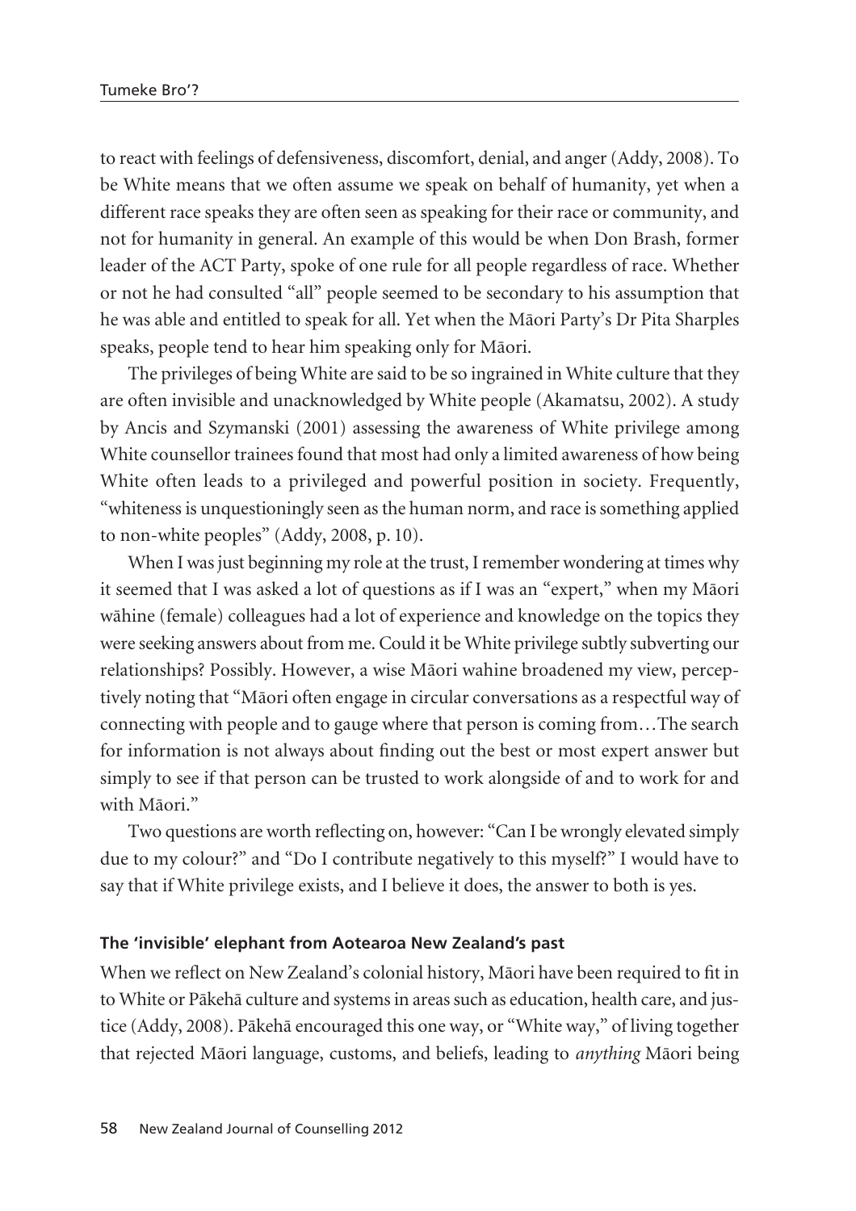to react with feelings of defensiveness, discomfort, denial, and anger (Addy, 2008). To be White means that we often assume we speak on behalf of humanity, yet when a different race speaks they are often seen as speaking for their race or community, and not for humanity in general. An example of this would be when Don Brash, former leader of the ACT Party, spoke of one rule for all people regardless of race. Whether or not he had consulted "all" people seemed to be secondary to his assumption that he was able and entitled to speak for all. Yet when the Māori Party's Dr Pita Sharples speaks, people tend to hear him speaking only for Māori.

The privileges of being White are said to be so ingrained in White culture that they are often invisible and unacknowledged by White people (Akamatsu, 2002). A study by Ancis and Szymanski (2001) assessing the awareness of White privilege among White counsellor trainees found that most had only a limited awareness of how being White often leads to a privileged and powerful position in society. Frequently, "whiteness is unquestioningly seen as the human norm, and race is something applied to non-white peoples" (Addy, 2008, p. 10).

When I was just beginning my role at the trust, I remember wondering at times why it seemed that I was asked a lot of questions as if I was an "expert," when my Māori wāhine (female) colleagues had a lot of experience and knowledge on the topics they were seeking answers about from me. Could it be White privilege subtly subverting our relationships? Possibly. However, a wise Māori wahine broadened my view, perceptively noting that "Māori often engage in circular conversations as a respectful way of connecting with people and to gauge where that person is coming from…The search for information is not always about finding out the best or most expert answer but simply to see if that person can be trusted to work alongside of and to work for and with Māori."

Two questions are worth reflecting on, however: "Can I be wrongly elevated simply due to my colour?" and "Do I contribute negatively to this myself?" I would have to say that if White privilege exists, and I believe it does, the answer to both is yes.

#### The 'invisible' elephant from Aotearoa New Zealand's past

When we reflect on New Zealand's colonial history, Māori have been required to fit in to White or Pākehā culture and systems in areas such as education, health care, and justice (Addy, 2008). Pākehā encouraged this one way, or "White way," of living together that rejected Māori language, customs, and beliefs, leading to *anything* Māori being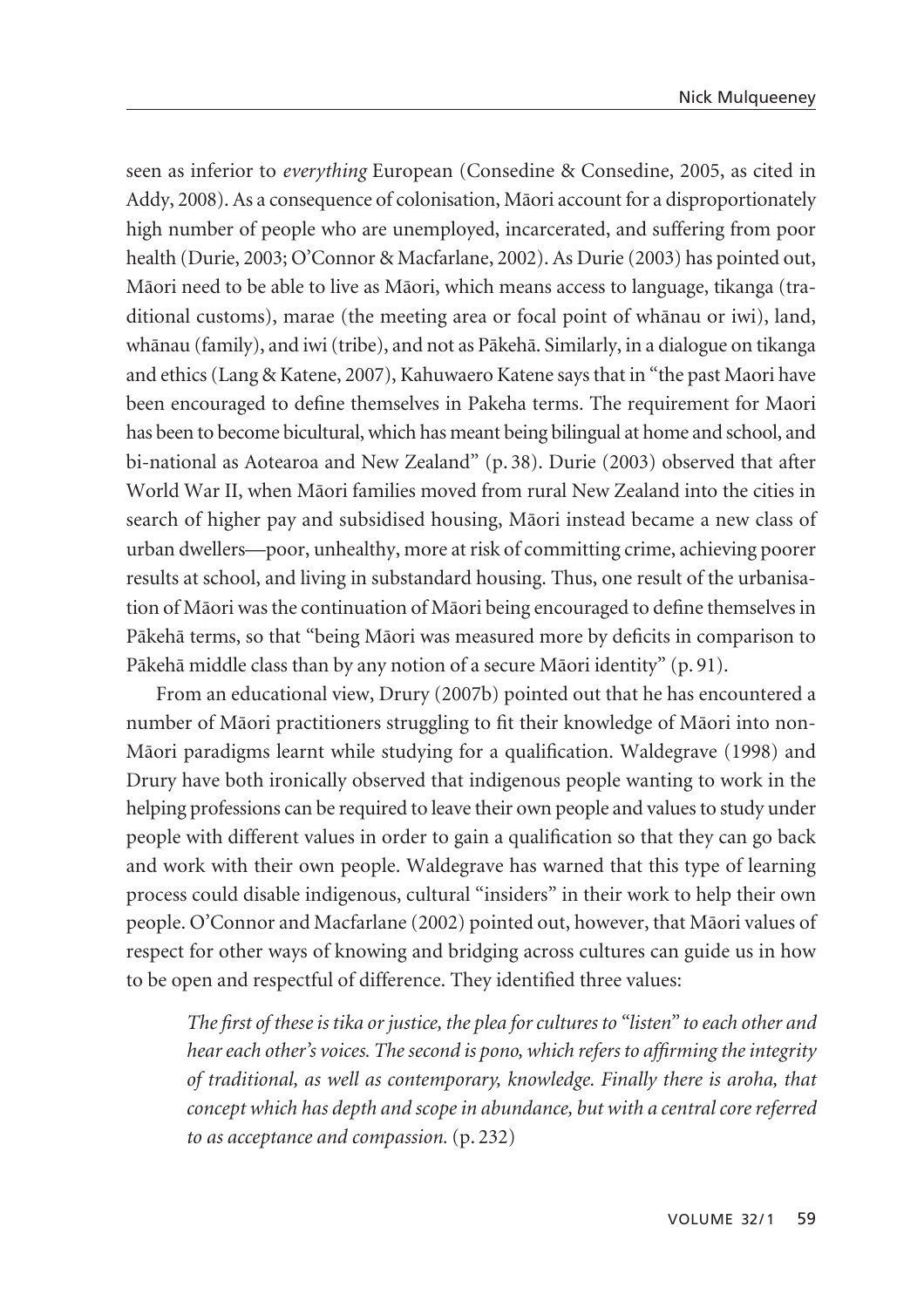seen as inferior to *everything* European (Consedine & Consedine, 2005, as cited in Addy, 2008). As a consequence of colonisation, Māori account for a disproportionately high number of people who are unemployed, incarcerated, and suffering from poor health (Durie, 2003; O'Connor & Macfarlane, 2002). As Durie (2003) has pointed out, Māori need to be able to live as Māori, which means access to language, tikanga (traditional customs), marae (the meeting area or focal point of whānau or iwi), land, whānau (family), and iwi (tribe), and not as Pākehā. Similarly, in a dialogue on tikanga and ethics (Lang & Katene, 2007), Kahuwaero Katene says that in "the past Maori have been encouraged to define themselves in Pakeha terms. The requirement for Maori has been to become bicultural, which has meant being bilingual at home and school, and bi-national as Aotearoa and New Zealand" (p. 38). Durie (2003) observed that after World War II, when Māori families moved from rural New Zealand into the cities in search of higher pay and subsidised housing, Māori instead became a new class of urban dwellers—poor, unhealthy, more at risk of committing crime, achieving poorer results at school, and living in substandard housing. Thus, one result of the urbanisation of Māori was the continuation of Māori being encouraged to define themselves in Pākehā terms, so that "being Māori was measured more by deficits in comparison to Pākehā middle class than by any notion of a secure Māori identity" (p. 91).

From an educational view, Drury (2007b) pointed out that he has encountered a number of Māori practitioners struggling to fit their knowledge of Māori into non-Māori paradigms learnt while studying for a qualification. Waldegrave (1998) and Drury have both ironically observed that indigenous people wanting to work in the helping professions can be required to leave their own people and values to study under people with different values in order to gain a qualification so that they can go back and work with their own people. Waldegrave has warned that this type of learning process could disable indigenous, cultural "insiders" in their work to help their own people. O'Connor and Macfarlane (2002) pointed out, however, that Māori values of respect for other ways of knowing and bridging across cultures can guide us in how to be open and respectful of difference. They identified three values:

> *The first of these is tika or justice, the plea for cultures to "listen" to each other and hear each other's voices. The second is pono, which refers to affirming the integrity of traditional, as well as contemporary, knowledge. Finally there is aroha, that concept which has depth and scope in abundance, but with a central core referred to as acceptance and compassion.* (p. 232)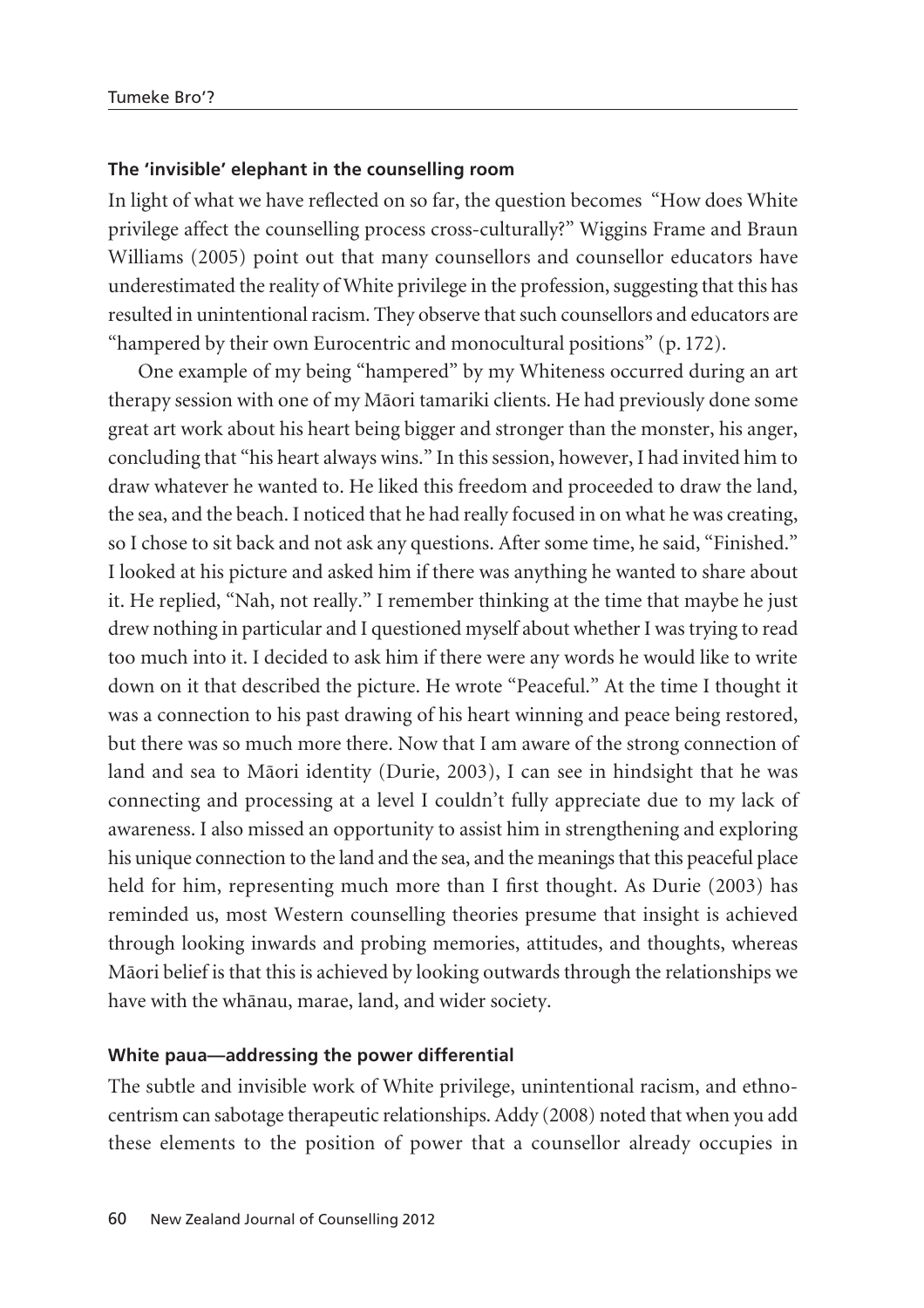### The 'invisible' elephant in the counselling room

In light of what we have reflected on so far, the question becomes "How does White privilege affect the counselling process cross-culturally?" Wiggins Frame and Braun Williams (2005) point out that many counsellors and counsellor educators have underestimated the reality of White privilege in the profession, suggesting that this has resulted in unintentional racism. They observe that such counsellors and educators are "hampered by their own Eurocentric and monocultural positions" (p. 172).

One example of my being "hampered" by my Whiteness occurred during an art therapy session with one of my Māori tamariki clients. He had previously done some great art work about his heart being bigger and stronger than the monster, his anger, concluding that "his heart always wins." In this session, however, I had invited him to draw whatever he wanted to. He liked this freedom and proceeded to draw the land, the sea, and the beach. I noticed that he had really focused in on what he was creating, so I chose to sit back and not ask any questions. After some time, he said, "Finished." I looked at his picture and asked him if there was anything he wanted to share about it. He replied, "Nah, not really." I remember thinking at the time that maybe he just drew nothing in particular and I questioned myself about whether I was trying to read too much into it. I decided to ask him if there were any words he would like to write down on it that described the picture. He wrote "Peaceful." At the time I thought it was a connection to his past drawing of his heart winning and peace being restored, but there was so much more there. Now that I am aware of the strong connection of land and sea to Māori identity (Durie, 2003), I can see in hindsight that he was connecting and processing at a level I couldn't fully appreciate due to my lack of awareness. I also missed an opportunity to assist him in strengthening and exploring his unique connection to the land and the sea, and the meanings that this peaceful place held for him, representing much more than I first thought. As Durie (2003) has reminded us, most Western counselling theories presume that insight is achieved through looking inwards and probing memories, attitudes, and thoughts, whereas Māori belief is that this is achieved by looking outwards through the relationships we have with the whānau, marae, land, and wider society.

### White paua—addressing the power differential

The subtle and invisible work of White privilege, unintentional racism, and ethnocentrism can sabotage therapeutic relationships. Addy (2008) noted that when you add these elements to the position of power that a counsellor already occupies in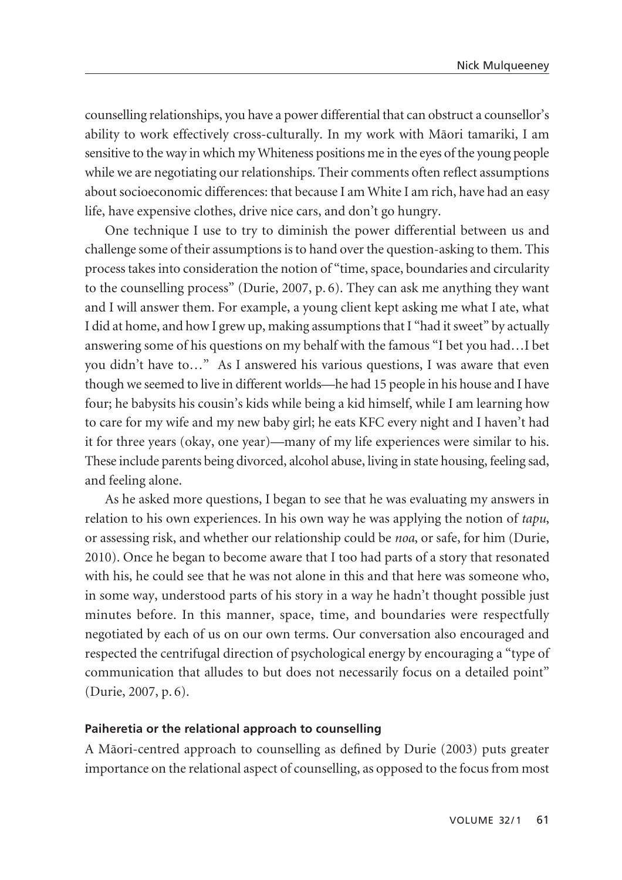counselling relationships, you have a power differential that can obstruct a counsellor's ability to work effectively cross-culturally. In my work with Māori tamariki, I am sensitive to the way in which my Whiteness positions me in the eyes of the young people while we are negotiating our relationships. Their comments often reflect assumptions about socioeconomic differences: that because I am White I am rich, have had an easy life, have expensive clothes, drive nice cars, and don't go hungry.

One technique I use to try to diminish the power differential between us and challenge some of their assumptions is to hand over the question-asking to them. This process takes into consideration the notion of "time, space, boundaries and circularity to the counselling process" (Durie, 2007, p. 6). They can ask me anything they want and I will answer them. For example, a young client kept asking me what I ate, what I did at home, and how I grew up, making assumptions that I "had it sweet" by actually answering some of his questions on my behalf with the famous "I bet you had…I bet you didn't have to…" As I answered his various questions, I was aware that even though we seemed to live in different worlds—he had 15 people in his house and I have four; he babysits his cousin's kids while being a kid himself, while I am learning how to care for my wife and my new baby girl; he eats KFC every night and I haven't had it for three years (okay, one year)—many of my life experiences were similar to his. These include parents being divorced, alcohol abuse, living in state housing, feeling sad, and feeling alone.

As he asked more questions, I began to see that he was evaluating my answers in relation to his own experiences. In his own way he was applying the notion of *tapu*, or assessing risk, and whether our relationship could be *noa*, or safe, for him (Durie, 2010). Once he began to become aware that I too had parts of a story that resonated with his, he could see that he was not alone in this and that here was someone who, in some way, understood parts of his story in a way he hadn't thought possible just minutes before. In this manner, space, time, and boundaries were respectfully negotiated by each of us on our own terms. Our conversation also encouraged and respected the centrifugal direction of psychological energy by encouraging a "type of communication that alludes to but does not necessarily focus on a detailed point" (Durie, 2007, p. 6).

#### Paiheretia or the relational approach to counselling

A Māori-centred approach to counselling as defined by Durie (2003) puts greater importance on the relational aspect of counselling, as opposed to the focus from most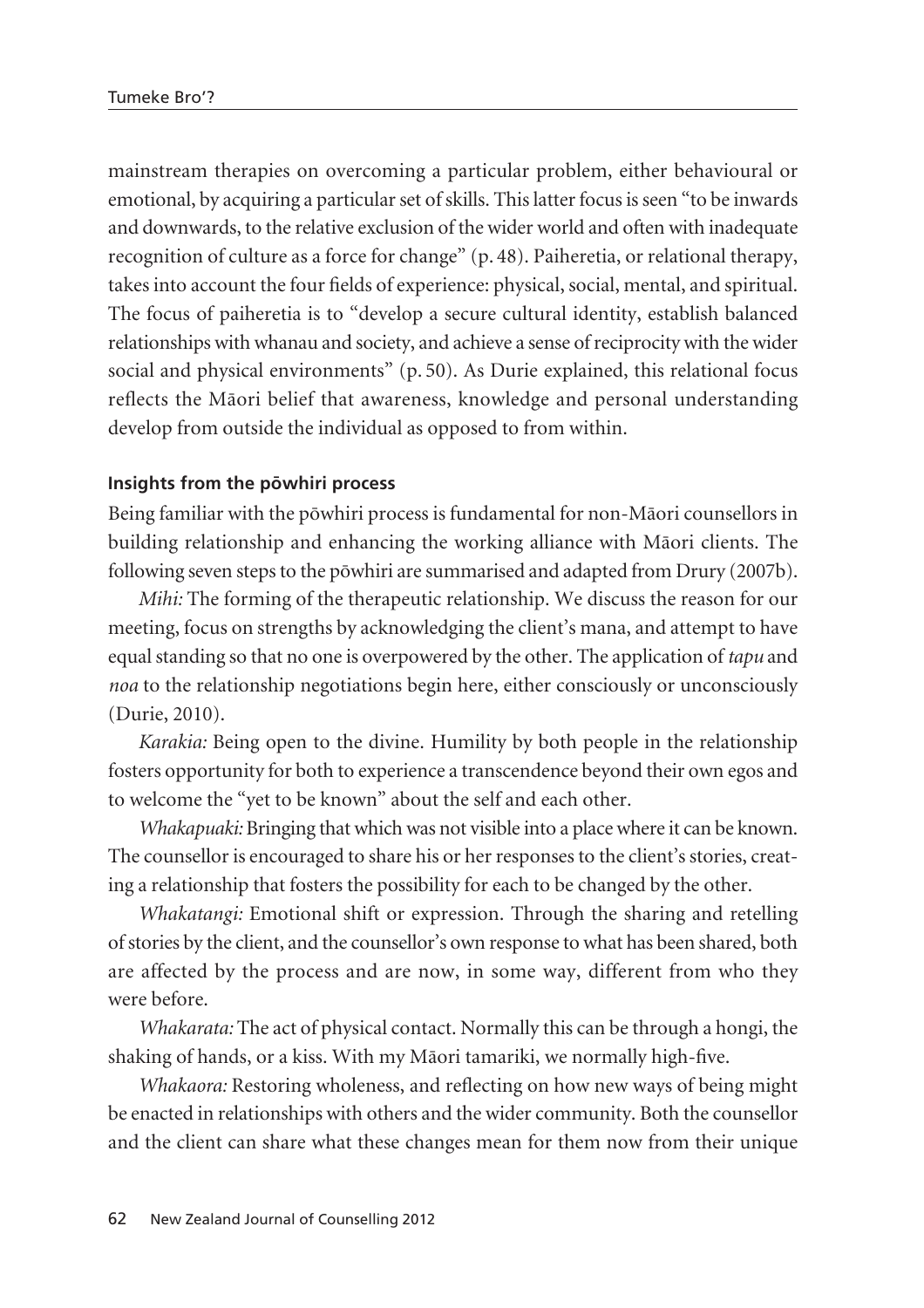mainstream therapies on overcoming a particular problem, either behavioural or emotional, by acquiring a particular set of skills. This latter focus is seen "to be inwards and downwards, to the relative exclusion of the wider world and often with inadequate recognition of culture as a force for change" (p. 48). Paiheretia, or relational therapy, takes into account the four fields of experience: physical, social, mental, and spiritual. The focus of paiheretia is to "develop a secure cultural identity, establish balanced relationships with whanau and society, and achieve a sense of reciprocity with the wider social and physical environments" (p. 50). As Durie explained, this relational focus reflects the Māori belief that awareness, knowledge and personal understanding develop from outside the individual as opposed to from within.

### Insights from the pōwhiri process

Being familiar with the pōwhiri process is fundamental for non-Māori counsellors in building relationship and enhancing the working alliance with Māori clients. The following seven steps to the pōwhiri are summarised and adapted from Drury (2007b).

*Mihi:* The forming of the therapeutic relationship. We discuss the reason for our meeting, focus on strengths by acknowledging the client's mana, and attempt to have equal standing so that no one is overpowered by the other. The application of *tapu* and *noa* to the relationship negotiations begin here, either consciously or unconsciously (Durie, 2010).

*Karakia:* Being open to the divine. Humility by both people in the relationship fosters opportunity for both to experience a transcendence beyond their own egos and to welcome the "yet to be known" about the self and each other.

*Whakapuaki:* Bringing that which was not visible into a place where it can be known. The counsellor is encouraged to share his or her responses to the client's stories, creating a relationship that fosters the possibility for each to be changed by the other.

*Whakatangi:* Emotional shift or expression. Through the sharing and retelling of stories by the client, and the counsellor's own response to what has been shared, both are affected by the process and are now, in some way, different from who they were before.

*Whakarata:* The act of physical contact. Normally this can be through a hongi, the shaking of hands, or a kiss. With my Māori tamariki, we normally high-five.

*Whakaora:* Restoring wholeness, and reflecting on how new ways of being might be enacted in relationships with others and the wider community. Both the counsellor and the client can share what these changes mean for them now from their unique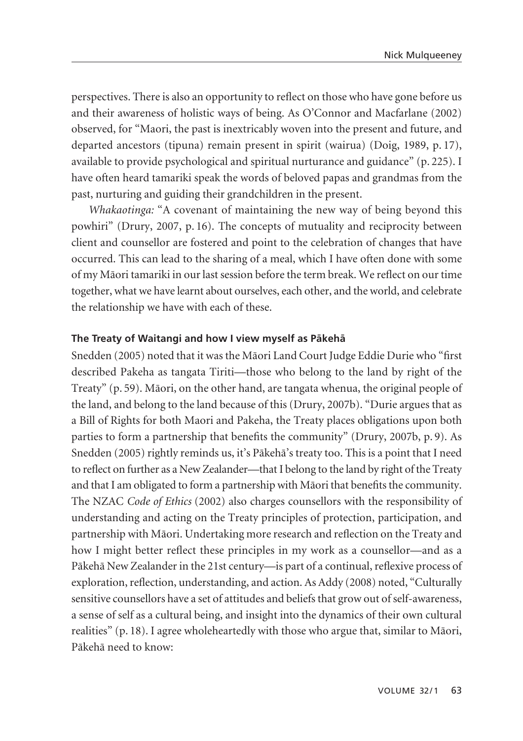perspectives. There is also an opportunity to reflect on those who have gone before us and their awareness of holistic ways of being. As O'Connor and Macfarlane (2002) observed, for "Maori, the past is inextricably woven into the present and future, and departed ancestors (tipuna) remain present in spirit (wairua) (Doig, 1989, p. 17), available to provide psychological and spiritual nurturance and guidance" (p. 225). I have often heard tamariki speak the words of beloved papas and grandmas from the past, nurturing and guiding their grandchildren in the present.

*Whakaotinga:* "A covenant of maintaining the new way of being beyond this powhiri" (Drury, 2007, p. 16). The concepts of mutuality and reciprocity between client and counsellor are fostered and point to the celebration of changes that have occurred. This can lead to the sharing of a meal, which I have often done with some of my Māori tamariki in our last session before the term break. We reflect on our time together, what we have learnt about ourselves, each other, and the world, and celebrate the relationship we have with each of these.

#### The Treaty of Waitangi and how I view myself as Pākehā

Snedden (2005) noted that it was the Māori Land Court Judge Eddie Durie who "first described Pakeha as tangata Tiriti—those who belong to the land by right of the Treaty" (p. 59). Māori, on the other hand, are tangata whenua, the original people of the land, and belong to the land because of this (Drury, 2007b). "Durie argues that as a Bill of Rights for both Maori and Pakeha, the Treaty places obligations upon both parties to form a partnership that benefits the community" (Drury, 2007b, p. 9). As Snedden (2005) rightly reminds us, it's Pākehā's treaty too. This is a point that I need to reflect on further as a New Zealander—that I belong to the land by right of the Treaty and that I am obligated to form a partnership with Māori that benefits the community. The NZAC *Code of Ethics* (2002) also charges counsellors with the responsibility of understanding and acting on the Treaty principles of protection, participation, and partnership with Māori. Undertaking more research and reflection on the Treaty and how I might better reflect these principles in my work as a counsellor—and as a Pākehā New Zealander in the 21st century—is part of a continual, reflexive process of exploration, reflection, understanding, and action. As Addy (2008) noted, "Culturally sensitive counsellors have a set of attitudes and beliefs that grow out of self-awareness, a sense of self as a cultural being, and insight into the dynamics of their own cultural realities" (p. 18). I agree wholeheartedly with those who argue that, similar to Māori, Pākehā need to know: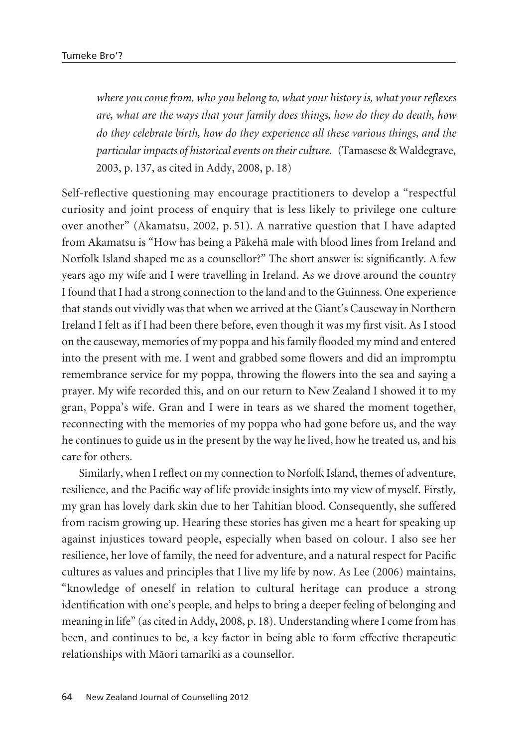> *where you come from, who you belong to, what your history is, what your reflexes are, what are the ways that your family does things, how do they do death, how do they celebrate birth, how do they experience all these various things, and the particular impacts of historical events on their culture.* (Tamasese & Waldegrave, 2003, p. 137, as cited in Addy, 2008, p. 18)

Self-reflective questioning may encourage practitioners to develop a "respectful curiosity and joint process of enquiry that is less likely to privilege one culture over another" (Akamatsu, 2002, p. 51). A narrative question that I have adapted from Akamatsu is "How has being a Pākehā male with blood lines from Ireland and Norfolk Island shaped me as a counsellor?" The short answer is: significantly. A few years ago my wife and I were travelling in Ireland. As we drove around the country I found that I had a strong connection to the land and to the Guinness. One experience that stands out vividly was that when we arrived at the Giant's Causeway in Northern Ireland I felt as if I had been there before, even though it was my first visit. As I stood on the causeway, memories of my poppa and his family flooded my mind and entered into the present with me. I went and grabbed some flowers and did an impromptu remembrance service for my poppa, throwing the flowers into the sea and saying a prayer. My wife recorded this, and on our return to New Zealand I showed it to my gran, Poppa's wife. Gran and I were in tears as we shared the moment together, reconnecting with the memories of my poppa who had gone before us, and the way he continues to guide us in the present by the way he lived, how he treated us, and his care for others.

Similarly, when I reflect on my connection to Norfolk Island, themes of adventure, resilience, and the Pacific way of life provide insights into my view of myself. Firstly, my gran has lovely dark skin due to her Tahitian blood. Consequently, she suffered from racism growing up. Hearing these stories has given me a heart for speaking up against injustices toward people, especially when based on colour. I also see her resilience, her love of family, the need for adventure, and a natural respect for Pacific cultures as values and principles that I live my life by now. As Lee (2006) maintains, "knowledge of oneself in relation to cultural heritage can produce a strong identification with one's people, and helps to bring a deeper feeling of belonging and meaning in life" (as cited in Addy, 2008, p. 18). Understanding where I come from has been, and continues to be, a key factor in being able to form effective therapeutic relationships with Māori tamariki as a counsellor.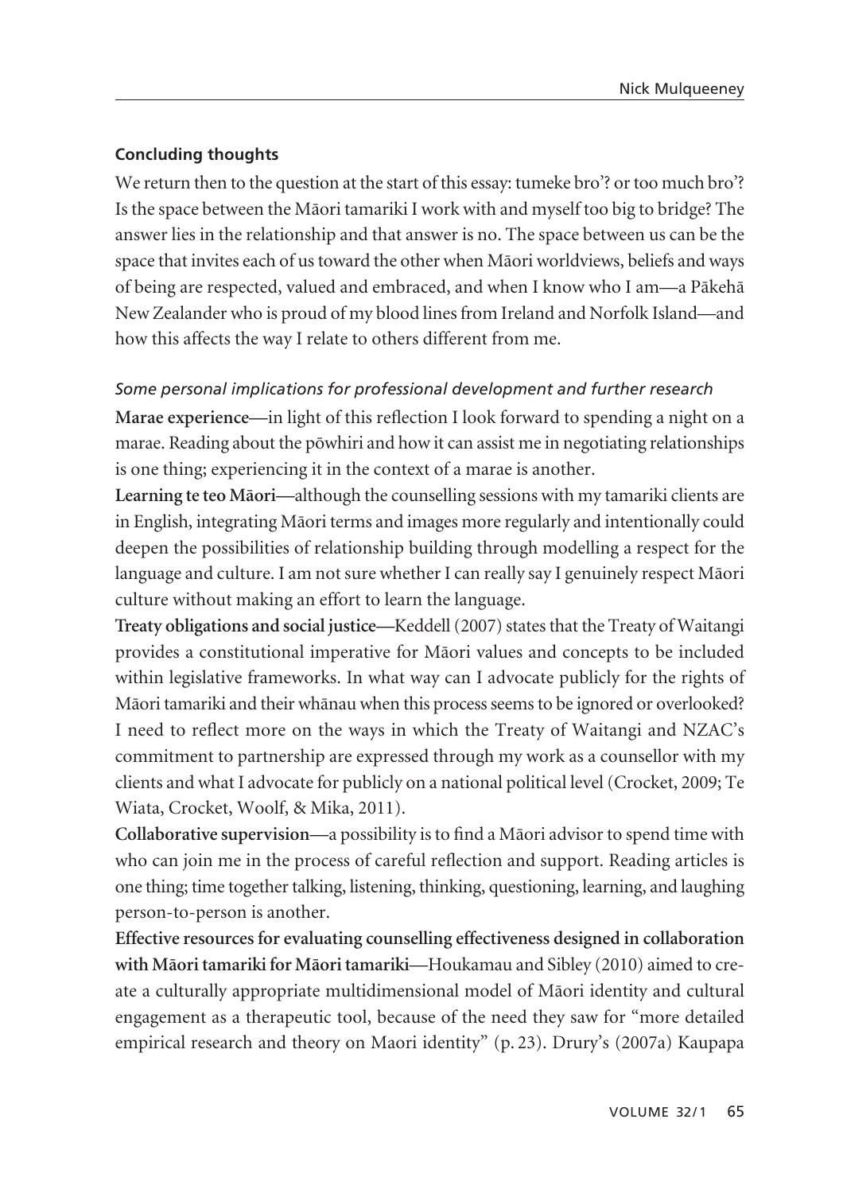## Concluding thoughts

We return then to the question at the start of this essay: tumeke bro'? or too much bro'? Is the space between the Māori tamariki I work with and myself too big to bridge? The answer lies in the relationship and that answer is no. The space between us can be the space that invites each of us toward the other when Māori worldviews, beliefs and ways of being are respected, valued and embraced, and when I know who I am—a Pākehā New Zealander who is proud of my blood lines from Ireland and Norfolk Island—and how this affects the way I relate to others different from me.

### *Some personal implications for professional development and further research*

**Marae experience**—in light of this reflection I look forward to spending a night on a marae. Reading about the pōwhiri and how it can assist me in negotiating relationships is one thing; experiencing it in the context of a marae is another.

**Learning te teo Māori**—although the counselling sessions with my tamariki clients are in English, integrating Māori terms and images more regularly and intentionally could deepen the possibilities of relationship building through modelling a respect for the language and culture. I am not sure whether I can really say I genuinely respect Māori culture without making an effort to learn the language.

**Treaty obligations and social justice**—Keddell (2007) states that the Treaty of Waitangi provides a constitutional imperative for Māori values and concepts to be included within legislative frameworks. In what way can I advocate publicly for the rights of Māori tamariki and their whānau when this process seems to be ignored or overlooked? I need to reflect more on the ways in which the Treaty of Waitangi and NZAC's commitment to partnership are expressed through my work as a counsellor with my clients and what I advocate for publicly on a national political level (Crocket, 2009; Te Wiata, Crocket, Woolf, & Mika, 2011).

**Collaborative supervision**—a possibility is to find a Māori advisor to spend time with who can join me in the process of careful reflection and support. Reading articles is one thing; time together talking, listening, thinking, questioning, learning, and laughing person-to-person is another.

**Effective resources for evaluating counselling effectiveness designed in collaboration with Māori tamariki for Māori tamariki**—Houkamau and Sibley (2010) aimed to create a culturally appropriate multidimensional model of Māori identity and cultural engagement as a therapeutic tool, because of the need they saw for "more detailed empirical research and theory on Maori identity" (p. 23). Drury's (2007a) Kaupapa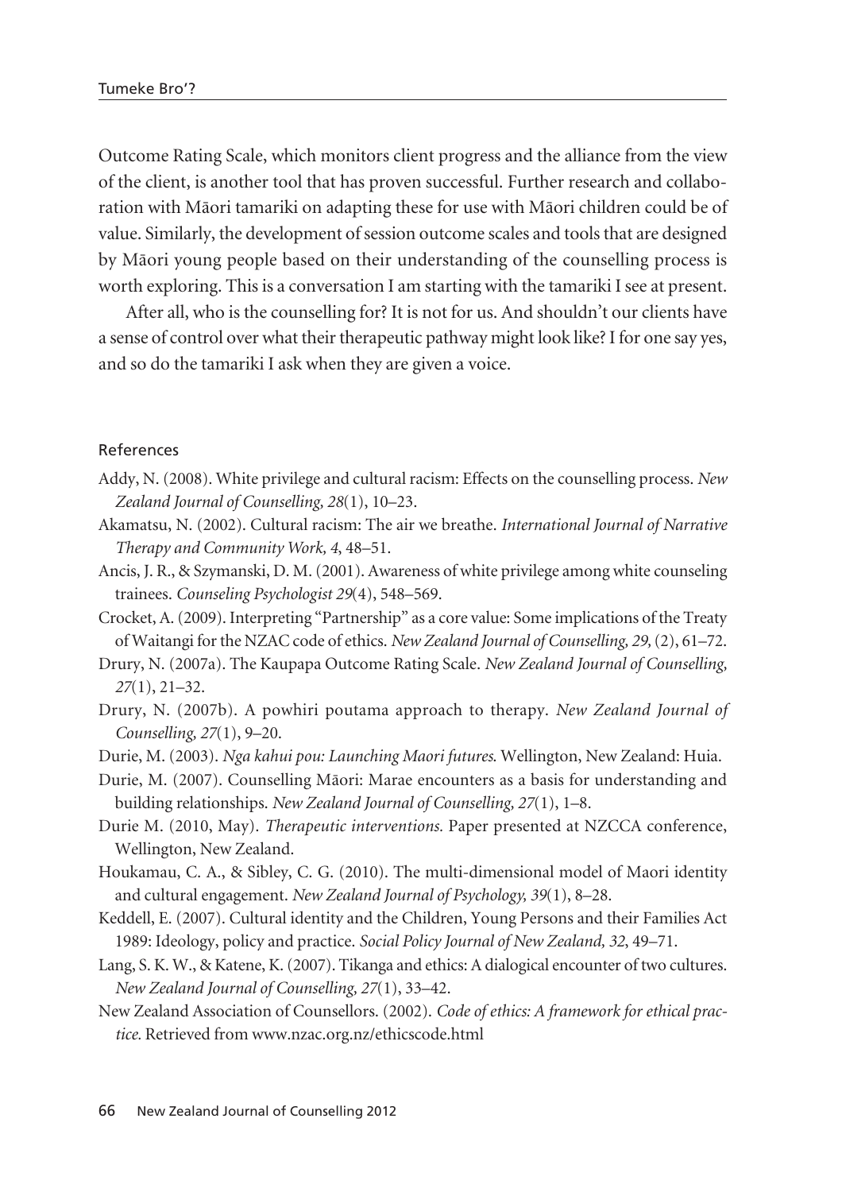Outcome Rating Scale, which monitors client progress and the alliance from the view of the client, is another tool that has proven successful. Further research and collaboration with Māori tamariki on adapting these for use with Māori children could be of value. Similarly, the development of session outcome scales and tools that are designed by Māori young people based on their understanding of the counselling process is worth exploring. This is a conversation I am starting with the tamariki I see at present.

After all, who is the counselling for? It is not for us. And shouldn't our clients have a sense of control over what their therapeutic pathway might look like? I for one say yes, and so do the tamariki I ask when they are given a voice.

## References

Addy, N. (2008). White privilege and cultural racism: Effects on the counselling process. *New Zealand Journal of Counselling, 28*(1), 10–23.

Akamatsu, N. (2002). Cultural racism: The air we breathe. *International Journal of Narrative Therapy and Community Work, 4*, 48–51.

Ancis, J. R., & Szymanski, D. M. (2001). Awareness of white privilege among white counseling trainees. *Counseling Psychologist 29*(4), 548–569.

Crocket, A. (2009). Interpreting "Partnership" as a core value: Some implications of the Treaty of Waitangi for the NZAC code of ethics. *New Zealand Journal of Counselling, 29,* (2), 61–72.

Drury, N. (2007a). The Kaupapa Outcome Rating Scale. *New Zealand Journal of Counselling, 27*(1), 21–32.

Drury, N. (2007b). A powhiri poutama approach to therapy. *New Zealand Journal of Counselling, 27*(1), 9–20.

Durie, M. (2003). *Nga kahui pou: Launching Maori futures.* Wellington, New Zealand: Huia.

Durie, M. (2007). Counselling Māori: Marae encounters as a basis for understanding and building relationships. *New Zealand Journal of Counselling, 27*(1), 1–8.

Durie M. (2010, May). *Therapeutic interventions.* Paper presented at NZCCA conference, Wellington, New Zealand.

Houkamau, C. A., & Sibley, C. G. (2010). The multi-dimensional model of Maori identity and cultural engagement. *New Zealand Journal of Psychology, 39*(1), 8–28.

Keddell, E. (2007). Cultural identity and the Children, Young Persons and their Families Act 1989: Ideology, policy and practice. *Social Policy Journal of New Zealand, 32*, 49–71.

Lang, S. K. W., & Katene, K. (2007). Tikanga and ethics: A dialogical encounter of two cultures. *New Zealand Journal of Counselling, 27*(1), 33–42.

New Zealand Association of Counsellors. (2002). *Code of ethics: A framework for ethical practice.* Retrieved from www.nzac.org.nz/ethicscode.html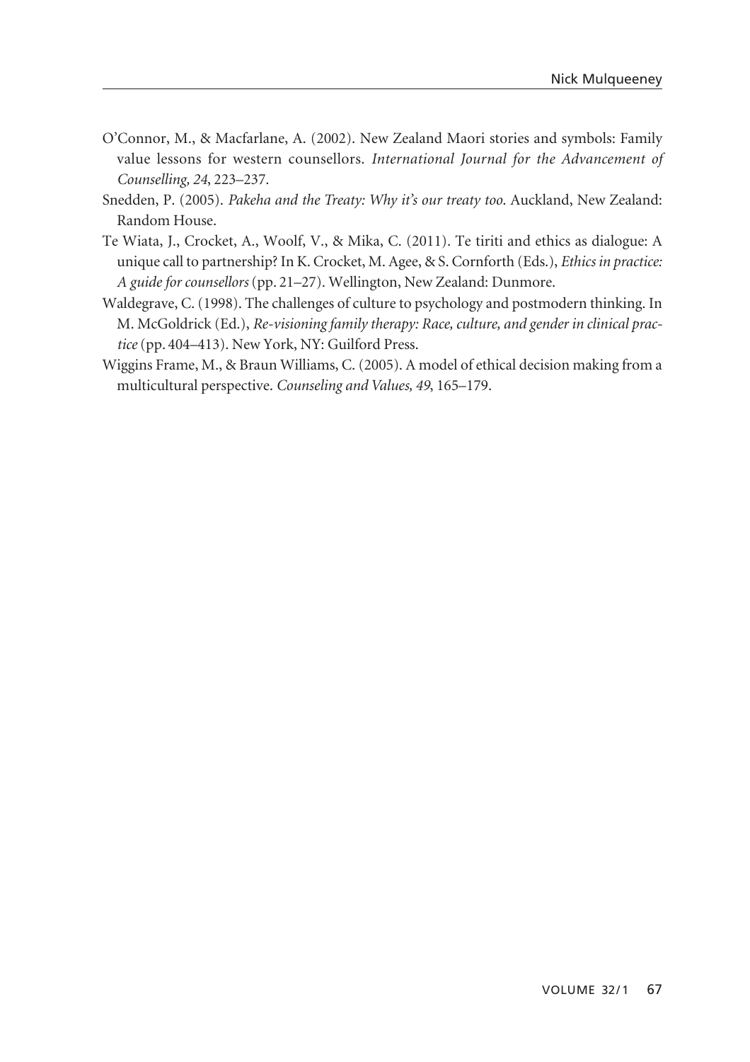O'Connor, M., & Macfarlane, A. (2002). New Zealand Maori stories and symbols: Family value lessons for western counsellors. *International Journal for the Advancement of Counselling, 24*, 223–237.

Snedden, P. (2005). *Pakeha and the Treaty: Why it's our treaty too*. Auckland, New Zealand: Random House.

Te Wiata, J., Crocket, A., Woolf, V., & Mika, C. (2011). Te tiriti and ethics as dialogue: A unique call to partnership? In K. Crocket, M. Agee, & S. Cornforth (Eds.), *Ethics in practice: A guide for counsellors* (pp. 21–27). Wellington, New Zealand: Dunmore.

Waldegrave, C. (1998). The challenges of culture to psychology and postmodern thinking. In M. McGoldrick (Ed.), *Re-visioning family therapy: Race, culture, and gender in clinical practice* (pp. 404–413). New York, NY: Guilford Press.

Wiggins Frame, M., & Braun Williams, C. (2005). A model of ethical decision making from a multicultural perspective. *Counseling and Values, 49*, 165–179.